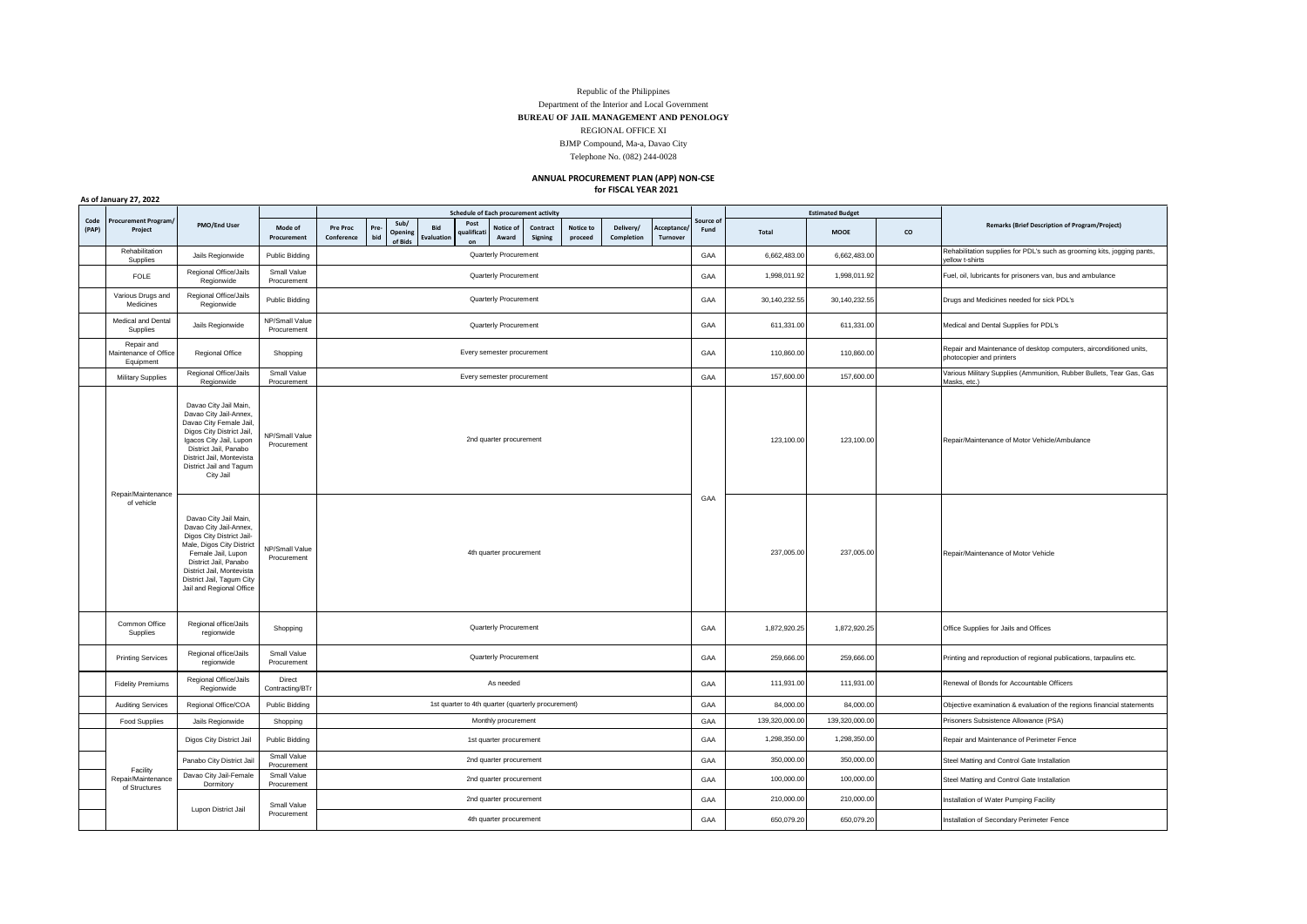Republic of the Philippines

Department of the Interior and Local Government

**BUREAU OF JAIL MANAGEMENT AND PENOLOGY**

REGIONAL OFFICE XI

BJMP Compound, Ma-a, Davao City

Telephone No. (082) 244-0028

**ANNUAL PROCUREMENT PLAN (APP) NON-CSE**
**for FISCAL YEAR 2021**

**As of January 27, 2022**

| Code (PAP) | Procurement Program/ Project | PMO/End User | Mode of Procurement | Schedule of Each procurement activity | | | | | | | | | | | | Source of Fund | Estimated Budget | | | Remarks (Brief Description of Program/Project) |
|---|---|---|---|---|---|---|---|---|---|---|---|---|---|---|---|---|---|---|---|---|
| | | | | Pre Proc Conference | Pre-bid | Sub/ Opening of Bids | Bid Evaluation | Post qualification | Notice of Award | Contract Signing | Notice to proceed | Delivery/ Completion | Acceptance/ Turnover | | | | Total | MOOE | CO | |
| | Rehabilitation Supplies | Jails Regionwide | Public Bidding | Quarterly Procurement | | | | | | | | | | | | GAA | 6,662,483.00 | 6,662,483.00 | | Rehabilitation supplies for PDL's such as grooming kits, jogging pants, yellow t-shirts |
| | FOLE | Regional Office/Jails Regionwide | Small Value Procurement | Quarterly Procurement | | | | | | | | | | | | GAA | 1,998,011.92 | 1,998,011.92 | | Fuel, oil, lubricants for prisoners van, bus and ambulance |
| | Various Drugs and Medicines | Regional Office/Jails Regionwide | Public Bidding | Quarterly Procurement | | | | | | | | | | | | GAA | 30,140,232.55 | 30,140,232.55 | | Drugs and Medicines needed for sick PDL's |
| | Medical and Dental Supplies | Jails Regionwide | NP/Small Value Procurement | Quarterly Procurement | | | | | | | | | | | | GAA | 611,331.00 | 611,331.00 | | Medical and Dental Supplies for PDL's |
| | Repair and Maintenance of Office Equipment | Regional Office | Shopping | Every semester procurement | | | | | | | | | | | | GAA | 110,860.00 | 110,860.00 | | Repair and Maintenance of desktop computers, airconditioned units, photocopier and printers |
| | Military Supplies | Regional Office/Jails Regionwide | Small Value Procurement | Every semester procurement | | | | | | | | | | | | GAA | 157,600.00 | 157,600.00 | | Various Military Supplies (Ammunition, Rubber Bullets, Tear Gas, Gas Masks, etc.) |
| | Repair/Maintenance of vehicle | Davao City Jail Main, Davao City Jail-Annex, Davao City Female Jail, Digos City District Jail, Igacos City Jail, Lupon District Jail, Panabo District Jail, Montevista District Jail and Tagum City Jail | NP/Small Value Procurement | 2nd quarter procurement | | | | | | | | | | | | GAA | 123,100.00 | 123,100.00 | | Repair/Maintenance of Motor Vehicle/Ambulance |
| | | Davao City Jail Main, Davao City Jail-Annex, Digos City District Jail-Male, Digos City District Female Jail, Lupon District Jail, Panabo District Jail, Montevista District Jail, Tagum City Jail and Regional Office | NP/Small Value Procurement | 4th quarter procurement | | | | | | | | | | | | | 237,005.00 | 237,005.00 | | Repair/Maintenance of Motor Vehicle |
| | Common Office Supplies | Regional office/Jails regionwide | Shopping | Quarterly Procurement | | | | | | | | | | | | GAA | 1,872,920.25 | 1,872,920.25 | | Office Supplies for Jails and Offices |
| | Printing Services | Regional office/Jails regionwide | Small Value Procurement | Quarterly Procurement | | | | | | | | | | | | GAA | 259,666.00 | 259,666.00 | | Printing and reproduction of regional publications, tarpaulins etc. |
| | Fidelity Premiums | Regional Office/Jails Regionwide | Direct Contracting/BTr | As needed | | | | | | | | | | | | GAA | 111,931.00 | 111,931.00 | | Renewal of Bonds for Accountable Officers |
| | Auditing Services | Regional Office/COA | Public Bidding | 1st quarter to 4th quarter (quarterly procurement) | | | | | | | | | | | | GAA | 84,000.00 | 84,000.00 | | Objective examination & evaluation of the regions financial statements |
| | Food Supplies | Jails Regionwide | Shopping | Monthly procurement | | | | | | | | | | | | GAA | 139,320,000.00 | 139,320,000.00 | | Prisoners Subsistence Allowance (PSA) |
| | Facility Repair/Maintenance of Structures | Digos City District Jail | Public Bidding | 1st quarter procurement | | | | | | | | | | | | GAA | 1,298,350.00 | 1,298,350.00 | | Repair and Maintenance of Perimeter Fence |
| | | Panabo City District Jail | Small Value Procurement | 2nd quarter procurement | | | | | | | | | | | | GAA | 350,000.00 | 350,000.00 | | Steel Matting and Control Gate Installation |
| | | Davao City Jail-Female Dormitory | Small Value Procurement | 2nd quarter procurement | | | | | | | | | | | | GAA | 100,000.00 | 100,000.00 | | Steel Matting and Control Gate Installation |
| | | Lupon District Jail | Small Value Procurement | 2nd quarter procurement | | | | | | | | | | | | GAA | 210,000.00 | 210,000.00 | | Installation of Water Pumping Facility |
| | | | | 4th quarter procurement | | | | | | | | | | | | GAA | 650,079.20 | 650,079.20 | | Installation of Secondary Perimeter Fence |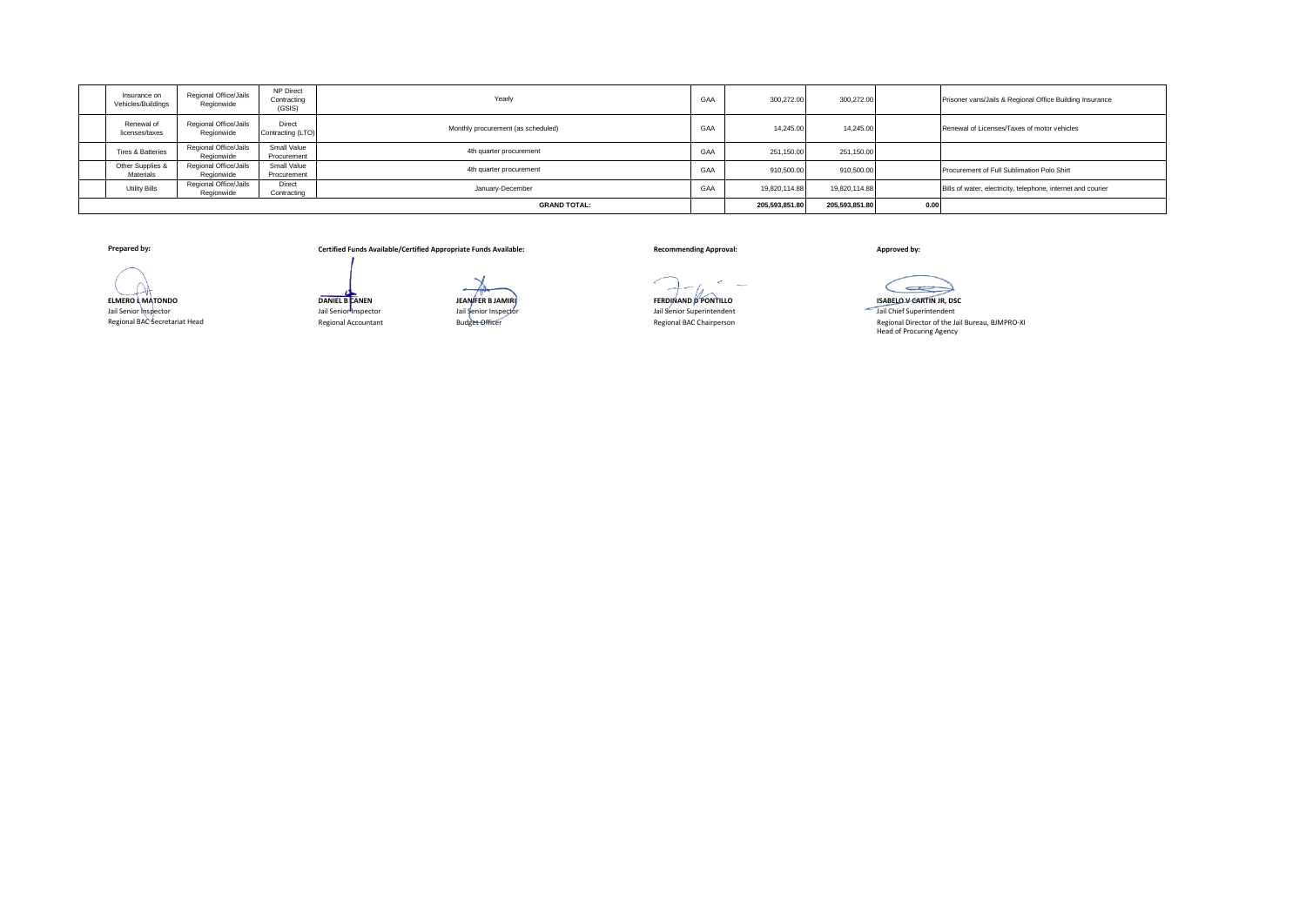| | | | | | | | | | |
|---|---|---|---|---|---|---|---|---|---|
| | Insurance on Vehicles/Buildings | Regional Office/Jails Regionwide | NP Direct Contracting (GSIS) | Yearly | GAA | 300,272.00 | 300,272.00 | | Prisoner vans/Jails & Regional Office Building Insurance |
| | Renewal of licenses/taxes | Regional Office/Jails Regionwide | Direct Contracting (LTO) | Monthly procurement (as scheduled) | GAA | 14,245.00 | 14,245.00 | | Renewal of Licenses/Taxes of motor vehicles |
| | Tires & Batteries | Regional Office/Jails Regionwide | Small Value Procurement | 4th quarter procurement | GAA | 251,150.00 | 251,150.00 | | |
| | Other Supplies & Materials | Regional Office/Jails Regionwide | Small Value Procurement | 4th quarter procurement | GAA | 910,500.00 | 910,500.00 | | Procurement of Full Sublimation Polo Shirt |
| | Utility Bills | Regional Office/Jails Regionwide | Direct Contracting | January-December | GAA | 19,820,114.88 | 19,820,114.88 | | Bills of water, electricity, telephone, internet and courier |
| | | | | **GRAND TOTAL:** | | **205,593,851.80** | **205,593,851.80** | **0.00** | |

**Prepared by:**

**ELMERO L MATONDO**
Jail Senior Inspector
Regional BAC Secretariat Head

**Certified Funds Available/Certified Appropriate Funds Available:**

**DANIEL B CANEN**
Jail Senior Inspector
Regional Accountant

**JEANIFER B JAMIRI**
Jail Senior Inspector
Budget Officer

**Recommending Approval:**

**FERDINAND D PONTILLO**
Jail Senior Superintendent
Regional BAC Chairperson

**Approved by:**

**ISABELO V CARTIN JR, DSC**
Jail Chief Superintendent
Regional Director of the Jail Bureau, BJMPRO-XI
Head of Procuring Agency